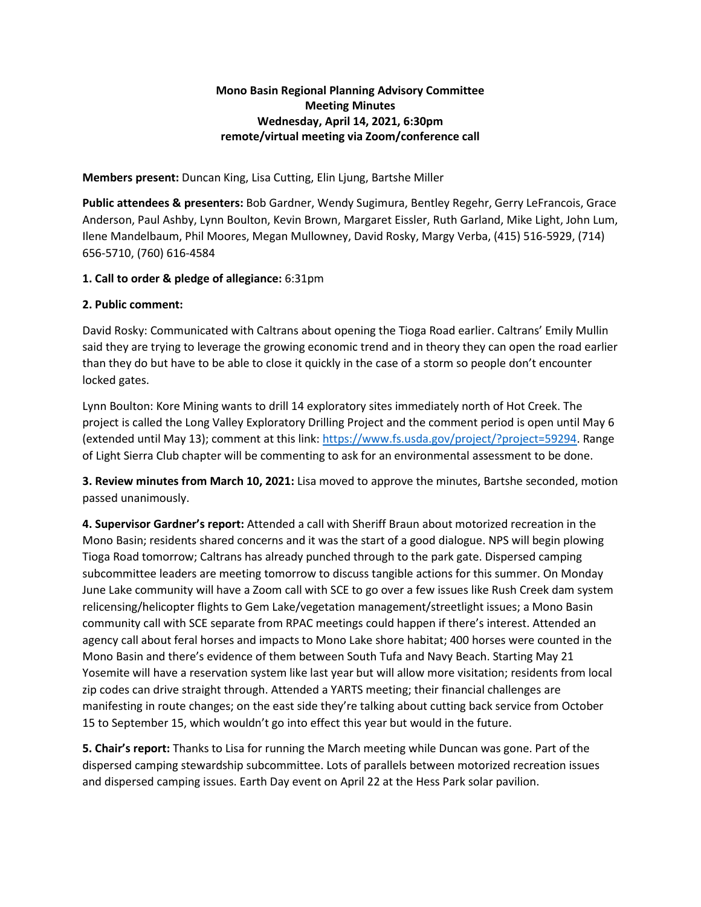**Mono Basin Regional Planning Advisory Committee**
**Meeting Minutes**
**Wednesday, April 14, 2021, 6:30pm**
**remote/virtual meeting via Zoom/conference call**

**Members present:** Duncan King, Lisa Cutting, Elin Ljung, Bartshe Miller

**Public attendees & presenters:** Bob Gardner, Wendy Sugimura, Bentley Regehr, Gerry LeFrancois, Grace Anderson, Paul Ashby, Lynn Boulton, Kevin Brown, Margaret Eissler, Ruth Garland, Mike Light, John Lum, Ilene Mandelbaum, Phil Moores, Megan Mullowney, David Rosky, Margy Verba, (415) 516-5929, (714) 656-5710, (760) 616-4584

**1. Call to order & pledge of allegiance:** 6:31pm

**2. Public comment:**

David Rosky: Communicated with Caltrans about opening the Tioga Road earlier. Caltrans' Emily Mullin said they are trying to leverage the growing economic trend and in theory they can open the road earlier than they do but have to be able to close it quickly in the case of a storm so people don't encounter locked gates.

Lynn Boulton: Kore Mining wants to drill 14 exploratory sites immediately north of Hot Creek. The project is called the Long Valley Exploratory Drilling Project and the comment period is open until May 6 (extended until May 13); comment at this link: [https://www.fs.usda.gov/project/?project=59294](https://www.fs.usda.gov/project/?project=59294). Range of Light Sierra Club chapter will be commenting to ask for an environmental assessment to be done.

**3. Review minutes from March 10, 2021:** Lisa moved to approve the minutes, Bartshe seconded, motion passed unanimously.

**4. Supervisor Gardner's report:** Attended a call with Sheriff Braun about motorized recreation in the Mono Basin; residents shared concerns and it was the start of a good dialogue. NPS will begin plowing Tioga Road tomorrow; Caltrans has already punched through to the park gate. Dispersed camping subcommittee leaders are meeting tomorrow to discuss tangible actions for this summer. On Monday June Lake community will have a Zoom call with SCE to go over a few issues like Rush Creek dam system relicensing/helicopter flights to Gem Lake/vegetation management/streetlight issues; a Mono Basin community call with SCE separate from RPAC meetings could happen if there's interest. Attended an agency call about feral horses and impacts to Mono Lake shore habitat; 400 horses were counted in the Mono Basin and there's evidence of them between South Tufa and Navy Beach. Starting May 21 Yosemite will have a reservation system like last year but will allow more visitation; residents from local zip codes can drive straight through. Attended a YARTS meeting; their financial challenges are manifesting in route changes; on the east side they're talking about cutting back service from October 15 to September 15, which wouldn't go into effect this year but would in the future.

**5. Chair's report:** Thanks to Lisa for running the March meeting while Duncan was gone. Part of the dispersed camping stewardship subcommittee. Lots of parallels between motorized recreation issues and dispersed camping issues. Earth Day event on April 22 at the Hess Park solar pavilion.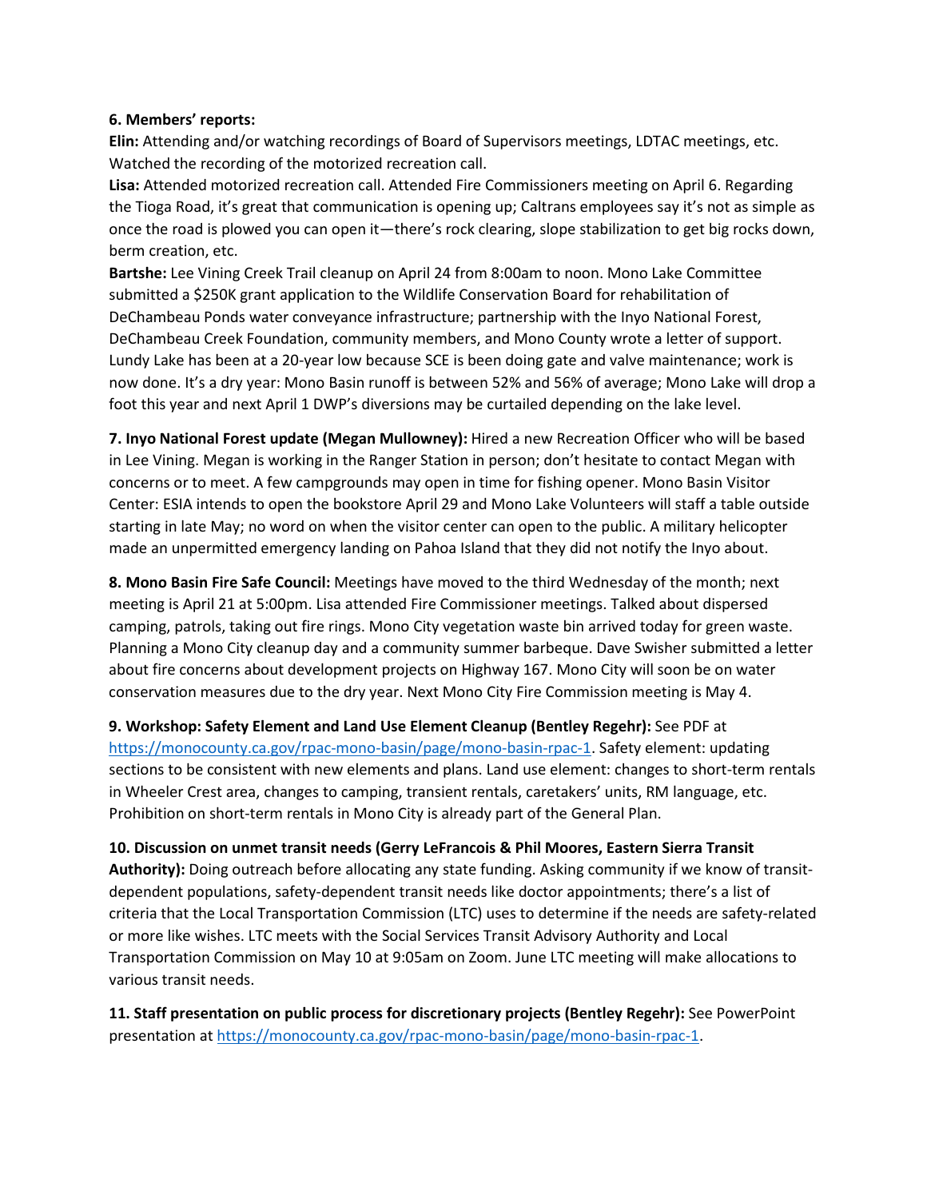**6. Members' reports:**

**Elin:** Attending and/or watching recordings of Board of Supervisors meetings, LDTAC meetings, etc. Watched the recording of the motorized recreation call.

**Lisa:** Attended motorized recreation call. Attended Fire Commissioners meeting on April 6. Regarding the Tioga Road, it's great that communication is opening up; Caltrans employees say it's not as simple as once the road is plowed you can open it—there's rock clearing, slope stabilization to get big rocks down, berm creation, etc.

**Bartshe:** Lee Vining Creek Trail cleanup on April 24 from 8:00am to noon. Mono Lake Committee submitted a $250K grant application to the Wildlife Conservation Board for rehabilitation of DeChambeau Ponds water conveyance infrastructure; partnership with the Inyo National Forest, DeChambeau Creek Foundation, community members, and Mono County wrote a letter of support. Lundy Lake has been at a 20-year low because SCE is been doing gate and valve maintenance; work is now done. It's a dry year: Mono Basin runoff is between 52% and 56% of average; Mono Lake will drop a foot this year and next April 1 DWP's diversions may be curtailed depending on the lake level.

**7. Inyo National Forest update (Megan Mullowney):** Hired a new Recreation Officer who will be based in Lee Vining. Megan is working in the Ranger Station in person; don't hesitate to contact Megan with concerns or to meet. A few campgrounds may open in time for fishing opener. Mono Basin Visitor Center: ESIA intends to open the bookstore April 29 and Mono Lake Volunteers will staff a table outside starting in late May; no word on when the visitor center can open to the public. A military helicopter made an unpermitted emergency landing on Pahoa Island that they did not notify the Inyo about.

**8. Mono Basin Fire Safe Council:** Meetings have moved to the third Wednesday of the month; next meeting is April 21 at 5:00pm. Lisa attended Fire Commissioner meetings. Talked about dispersed camping, patrols, taking out fire rings. Mono City vegetation waste bin arrived today for green waste. Planning a Mono City cleanup day and a community summer barbeque. Dave Swisher submitted a letter about fire concerns about development projects on Highway 167. Mono City will soon be on water conservation measures due to the dry year. Next Mono City Fire Commission meeting is May 4.

**9. Workshop: Safety Element and Land Use Element Cleanup (Bentley Regehr):** See PDF at https://monocounty.ca.gov/rpac-mono-basin/page/mono-basin-rpac-1. Safety element: updating sections to be consistent with new elements and plans. Land use element: changes to short-term rentals in Wheeler Crest area, changes to camping, transient rentals, caretakers' units, RM language, etc. Prohibition on short-term rentals in Mono City is already part of the General Plan.

**10. Discussion on unmet transit needs (Gerry LeFrancois & Phil Moores, Eastern Sierra Transit Authority):** Doing outreach before allocating any state funding. Asking community if we know of transit-dependent populations, safety-dependent transit needs like doctor appointments; there's a list of criteria that the Local Transportation Commission (LTC) uses to determine if the needs are safety-related or more like wishes. LTC meets with the Social Services Transit Advisory Authority and Local Transportation Commission on May 10 at 9:05am on Zoom. June LTC meeting will make allocations to various transit needs.

**11. Staff presentation on public process for discretionary projects (Bentley Regehr):** See PowerPoint presentation at https://monocounty.ca.gov/rpac-mono-basin/page/mono-basin-rpac-1.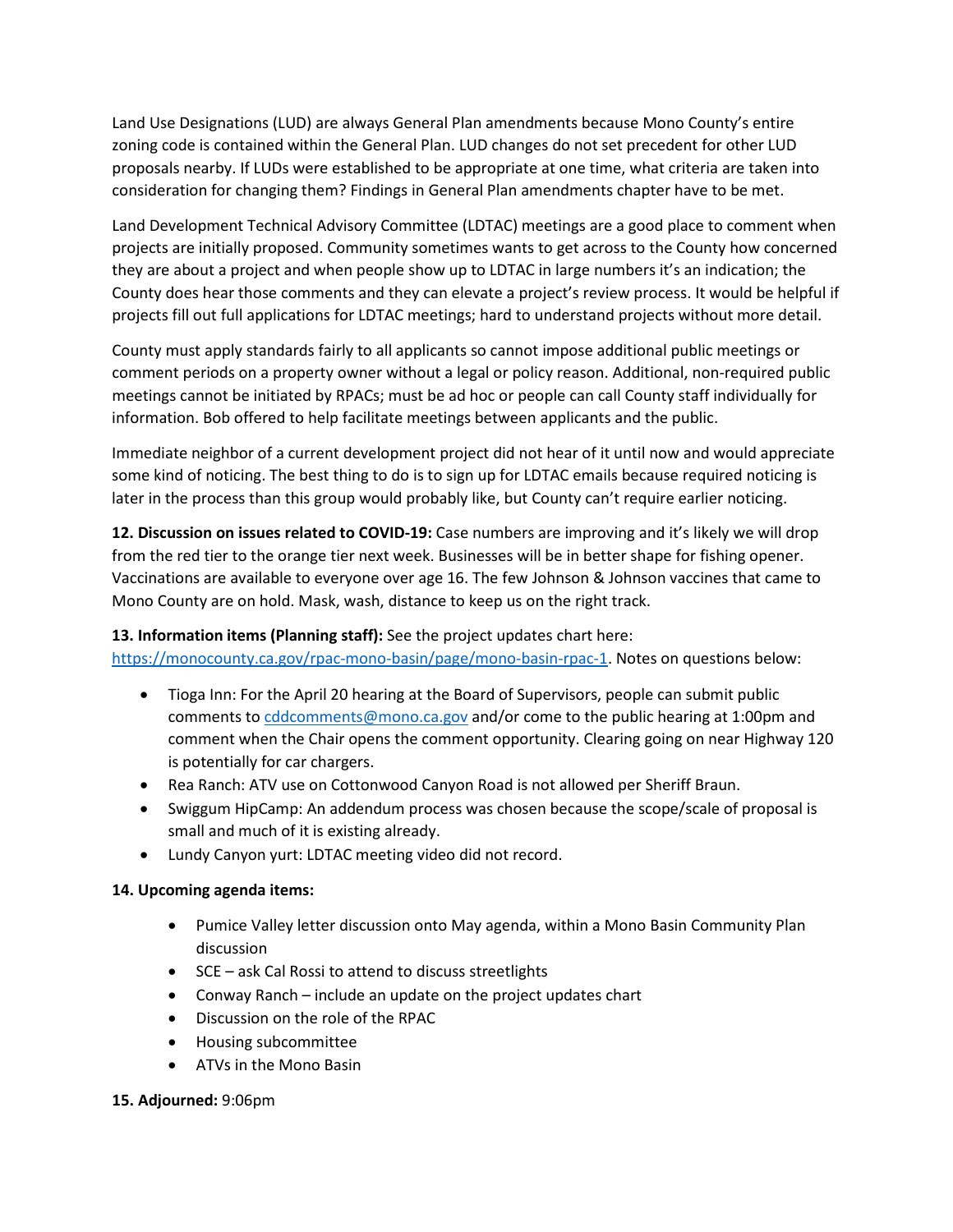Land Use Designations (LUD) are always General Plan amendments because Mono County's entire zoning code is contained within the General Plan. LUD changes do not set precedent for other LUD proposals nearby. If LUDs were established to be appropriate at one time, what criteria are taken into consideration for changing them? Findings in General Plan amendments chapter have to be met.

Land Development Technical Advisory Committee (LDTAC) meetings are a good place to comment when projects are initially proposed. Community sometimes wants to get across to the County how concerned they are about a project and when people show up to LDTAC in large numbers it's an indication; the County does hear those comments and they can elevate a project's review process. It would be helpful if projects fill out full applications for LDTAC meetings; hard to understand projects without more detail.

County must apply standards fairly to all applicants so cannot impose additional public meetings or comment periods on a property owner without a legal or policy reason. Additional, non-required public meetings cannot be initiated by RPACs; must be ad hoc or people can call County staff individually for information. Bob offered to help facilitate meetings between applicants and the public.

Immediate neighbor of a current development project did not hear of it until now and would appreciate some kind of noticing. The best thing to do is to sign up for LDTAC emails because required noticing is later in the process than this group would probably like, but County can't require earlier noticing.

**12. Discussion on issues related to COVID-19:** Case numbers are improving and it's likely we will drop from the red tier to the orange tier next week. Businesses will be in better shape for fishing opener. Vaccinations are available to everyone over age 16. The few Johnson & Johnson vaccines that came to Mono County are on hold. Mask, wash, distance to keep us on the right track.

**13. Information items (Planning staff):** See the project updates chart here: https://monocounty.ca.gov/rpac-mono-basin/page/mono-basin-rpac-1. Notes on questions below:

- Tioga Inn: For the April 20 hearing at the Board of Supervisors, people can submit public comments to cddcomments@mono.ca.gov and/or come to the public hearing at 1:00pm and comment when the Chair opens the comment opportunity. Clearing going on near Highway 120 is potentially for car chargers.
- Rea Ranch: ATV use on Cottonwood Canyon Road is not allowed per Sheriff Braun.
- Swiggum HipCamp: An addendum process was chosen because the scope/scale of proposal is small and much of it is existing already.
- Lundy Canyon yurt: LDTAC meeting video did not record.

**14. Upcoming agenda items:**

- Pumice Valley letter discussion onto May agenda, within a Mono Basin Community Plan discussion
- SCE – ask Cal Rossi to attend to discuss streetlights
- Conway Ranch – include an update on the project updates chart
- Discussion on the role of the RPAC
- Housing subcommittee
- ATVs in the Mono Basin

**15. Adjourned:** 9:06pm